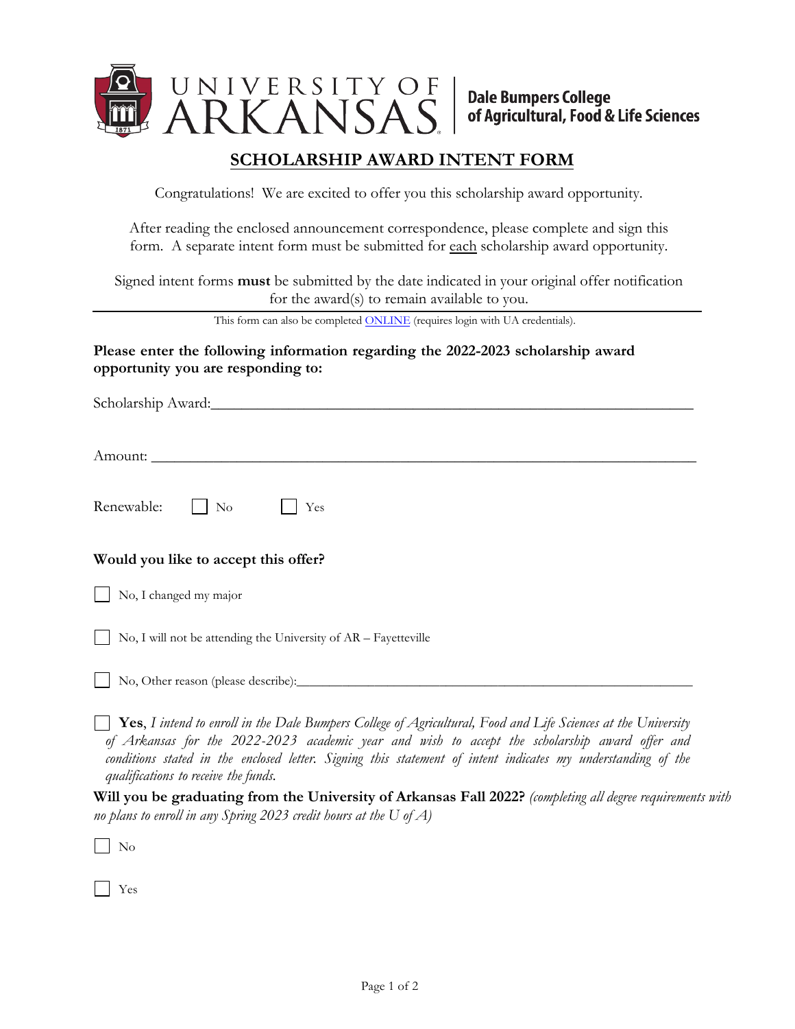UNIVERSITY OF ARKANSAS | Dale Bumpers College of Agricultural, Food & Life Sciences

# SCHOLARSHIP AWARD INTENT FORM

Congratulations! We are excited to offer you this scholarship award opportunity.

After reading the enclosed announcement correspondence, please complete and sign this form. A separate intent form must be submitted for each scholarship award opportunity.

Signed intent forms **must** be submitted by the date indicated in your original offer notification for the award(s) to remain available to you.

---

This form can also be completed ONLINE (requires login with UA credentials).

**Please enter the following information regarding the 2022-2023 scholarship award opportunity you are responding to:**

Scholarship Award:________________________________________________________________

Amount: ________________________________________________________________________

Renewable: ☐ No ☐ Yes

**Would you like to accept this offer?**

☐ No, I changed my major

☐ No, I will not be attending the University of AR – Fayetteville

☐ No, Other reason (please describe):_______________________________________________

☐ **Yes**, *I intend to enroll in the Dale Bumpers College of Agricultural, Food and Life Sciences at the University of Arkansas for the 2022-2023 academic year and wish to accept the scholarship award offer and conditions stated in the enclosed letter. Signing this statement of intent indicates my understanding of the qualifications to receive the funds.*

**Will you be graduating from the University of Arkansas Fall 2022?** *(completing all degree requirements with no plans to enroll in any Spring 2023 credit hours at the U of A)*

☐ No

☐ Yes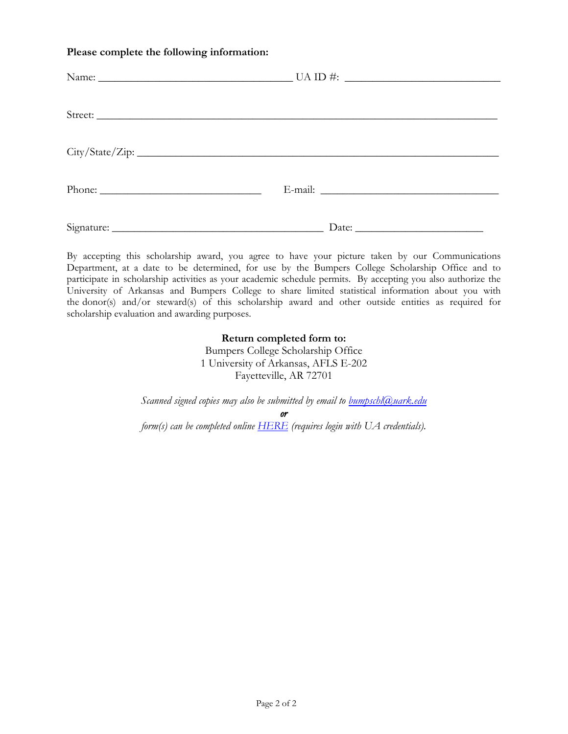**Please complete the following information:**

Name: ___________________________________ UA ID #: ____________________________

Street: __________________________________________________________________________

City/State/Zip: ____________________________________________________________________

Phone: ______________________________ E-mail: ________________________________

Signature: _______________________________________ Date: _______________________

By accepting this scholarship award, you agree to have your picture taken by our Communications Department, at a date to be determined, for use by the Bumpers College Scholarship Office and to participate in scholarship activities as your academic schedule permits. By accepting you also authorize the University of Arkansas and Bumpers College to share limited statistical information about you with the donor(s) and/or steward(s) of this scholarship award and other outside entities as required for scholarship evaluation and awarding purposes.

**Return completed form to:**
Bumpers College Scholarship Office
1 University of Arkansas, AFLS E-202
Fayetteville, AR 72701

*Scanned signed copies may also be submitted by email to bumpschl@uark.edu*

***or***

*form(s) can be completed online HERE (requires login with UA credentials).*